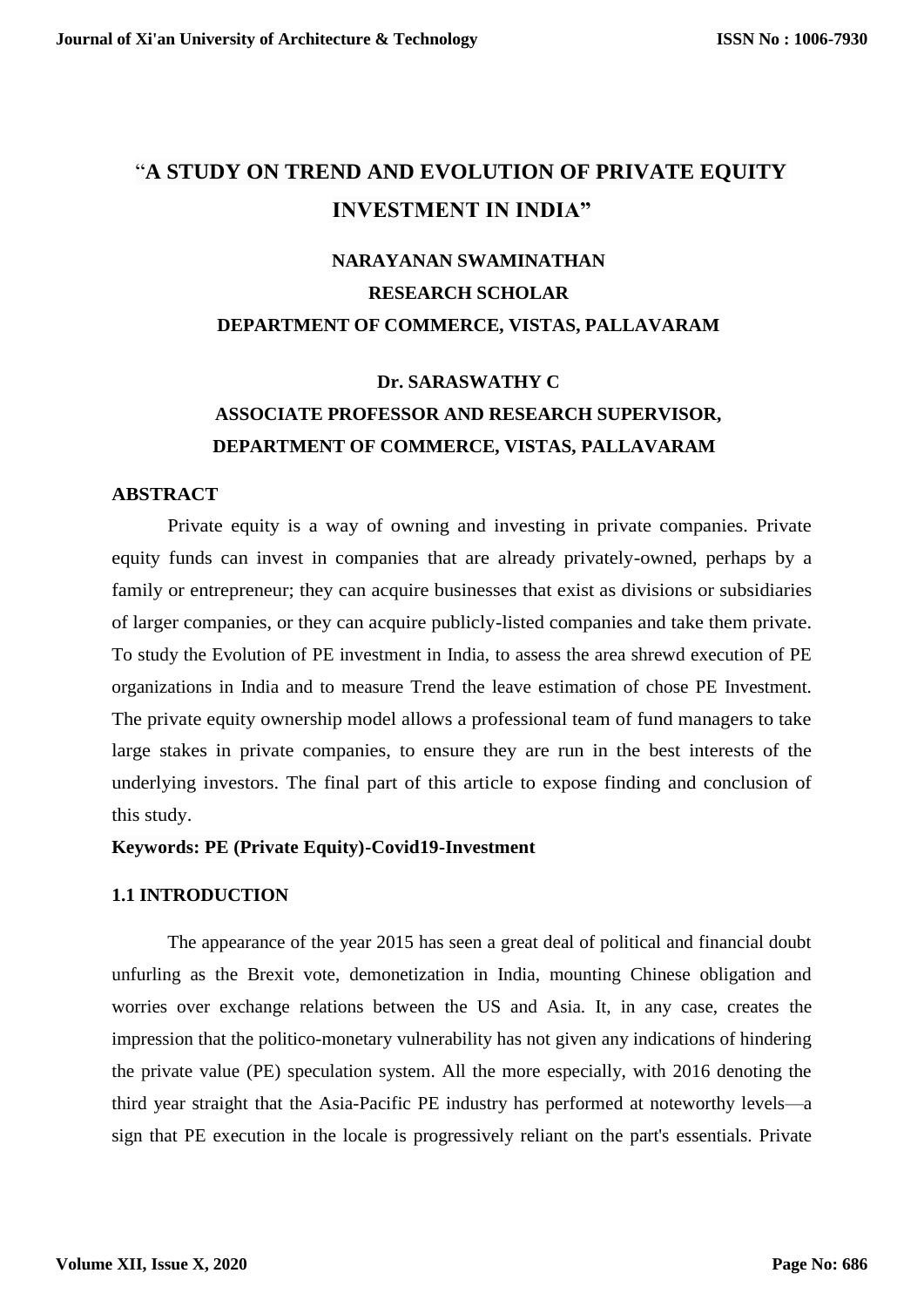# "A STUDY ON TREND AND EVOLUTION OF PRIVATE EQUITY INVESTMENT IN INDIA"

**NARAYANAN SWAMINATHAN**
**RESEARCH SCHOLAR**
**DEPARTMENT OF COMMERCE, VISTAS, PALLAVARAM**

**Dr. SARASWATHY C**
**ASSOCIATE PROFESSOR AND RESEARCH SUPERVISOR,**
**DEPARTMENT OF COMMERCE, VISTAS, PALLAVARAM**

## ABSTRACT

Private equity is a way of owning and investing in private companies. Private equity funds can invest in companies that are already privately-owned, perhaps by a family or entrepreneur; they can acquire businesses that exist as divisions or subsidiaries of larger companies, or they can acquire publicly-listed companies and take them private. To study the Evolution of PE investment in India, to assess the area shrewd execution of PE organizations in India and to measure Trend the leave estimation of chose PE Investment. The private equity ownership model allows a professional team of fund managers to take large stakes in private companies, to ensure they are run in the best interests of the underlying investors. The final part of this article to expose finding and conclusion of this study.

**Keywords: PE (Private Equity)-Covid19-Investment**

## 1.1 INTRODUCTION

The appearance of the year 2015 has seen a great deal of political and financial doubt unfurling as the Brexit vote, demonetization in India, mounting Chinese obligation and worries over exchange relations between the US and Asia. It, in any case, creates the impression that the politico-monetary vulnerability has not given any indications of hindering the private value (PE) speculation system. All the more especially, with 2016 denoting the third year straight that the Asia-Pacific PE industry has performed at noteworthy levels—a sign that PE execution in the locale is progressively reliant on the part's essentials. Private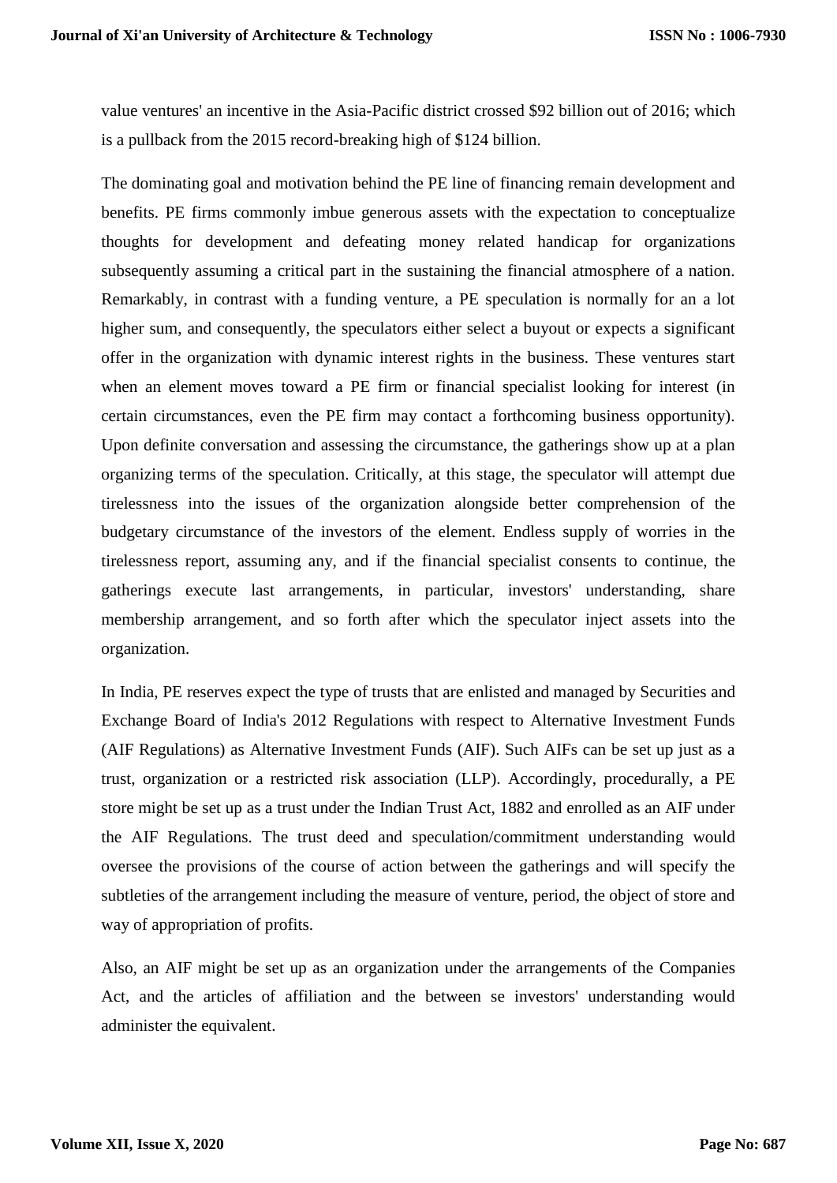value ventures' an incentive in the Asia-Pacific district crossed $92 billion out of 2016; which is a pullback from the 2015 record-breaking high of $124 billion.

The dominating goal and motivation behind the PE line of financing remain development and benefits. PE firms commonly imbue generous assets with the expectation to conceptualize thoughts for development and defeating money related handicap for organizations subsequently assuming a critical part in the sustaining the financial atmosphere of a nation. Remarkably, in contrast with a funding venture, a PE speculation is normally for an a lot higher sum, and consequently, the speculators either select a buyout or expects a significant offer in the organization with dynamic interest rights in the business. These ventures start when an element moves toward a PE firm or financial specialist looking for interest (in certain circumstances, even the PE firm may contact a forthcoming business opportunity). Upon definite conversation and assessing the circumstance, the gatherings show up at a plan organizing terms of the speculation. Critically, at this stage, the speculator will attempt due tirelessness into the issues of the organization alongside better comprehension of the budgetary circumstance of the investors of the element. Endless supply of worries in the tirelessness report, assuming any, and if the financial specialist consents to continue, the gatherings execute last arrangements, in particular, investors' understanding, share membership arrangement, and so forth after which the speculator inject assets into the organization.

In India, PE reserves expect the type of trusts that are enlisted and managed by Securities and Exchange Board of India's 2012 Regulations with respect to Alternative Investment Funds (AIF Regulations) as Alternative Investment Funds (AIF). Such AIFs can be set up just as a trust, organization or a restricted risk association (LLP). Accordingly, procedurally, a PE store might be set up as a trust under the Indian Trust Act, 1882 and enrolled as an AIF under the AIF Regulations. The trust deed and speculation/commitment understanding would oversee the provisions of the course of action between the gatherings and will specify the subtleties of the arrangement including the measure of venture, period, the object of store and way of appropriation of profits.

Also, an AIF might be set up as an organization under the arrangements of the Companies Act, and the articles of affiliation and the between se investors' understanding would administer the equivalent.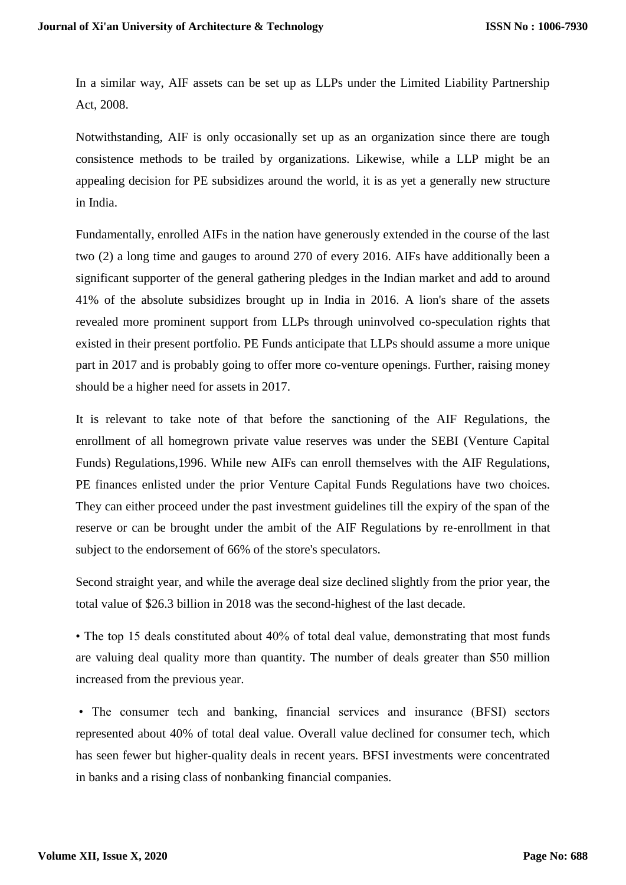In a similar way, AIF assets can be set up as LLPs under the Limited Liability Partnership Act, 2008.

Notwithstanding, AIF is only occasionally set up as an organization since there are tough consistence methods to be trailed by organizations. Likewise, while a LLP might be an appealing decision for PE subsidizes around the world, it is as yet a generally new structure in India.

Fundamentally, enrolled AIFs in the nation have generously extended in the course of the last two (2) a long time and gauges to around 270 of every 2016. AIFs have additionally been a significant supporter of the general gathering pledges in the Indian market and add to around 41% of the absolute subsidizes brought up in India in 2016. A lion's share of the assets revealed more prominent support from LLPs through uninvolved co-speculation rights that existed in their present portfolio. PE Funds anticipate that LLPs should assume a more unique part in 2017 and is probably going to offer more co-venture openings. Further, raising money should be a higher need for assets in 2017.

It is relevant to take note of that before the sanctioning of the AIF Regulations, the enrollment of all homegrown private value reserves was under the SEBI (Venture Capital Funds) Regulations,1996. While new AIFs can enroll themselves with the AIF Regulations, PE finances enlisted under the prior Venture Capital Funds Regulations have two choices. They can either proceed under the past investment guidelines till the expiry of the span of the reserve or can be brought under the ambit of the AIF Regulations by re-enrollment in that subject to the endorsement of 66% of the store's speculators.

Second straight year, and while the average deal size declined slightly from the prior year, the total value of $26.3 billion in 2018 was the second-highest of the last decade.

- The top 15 deals constituted about 40% of total deal value, demonstrating that most funds are valuing deal quality more than quantity. The number of deals greater than $50 million increased from the previous year.

- The consumer tech and banking, financial services and insurance (BFSI) sectors represented about 40% of total deal value. Overall value declined for consumer tech, which has seen fewer but higher-quality deals in recent years. BFSI investments were concentrated in banks and a rising class of nonbanking financial companies.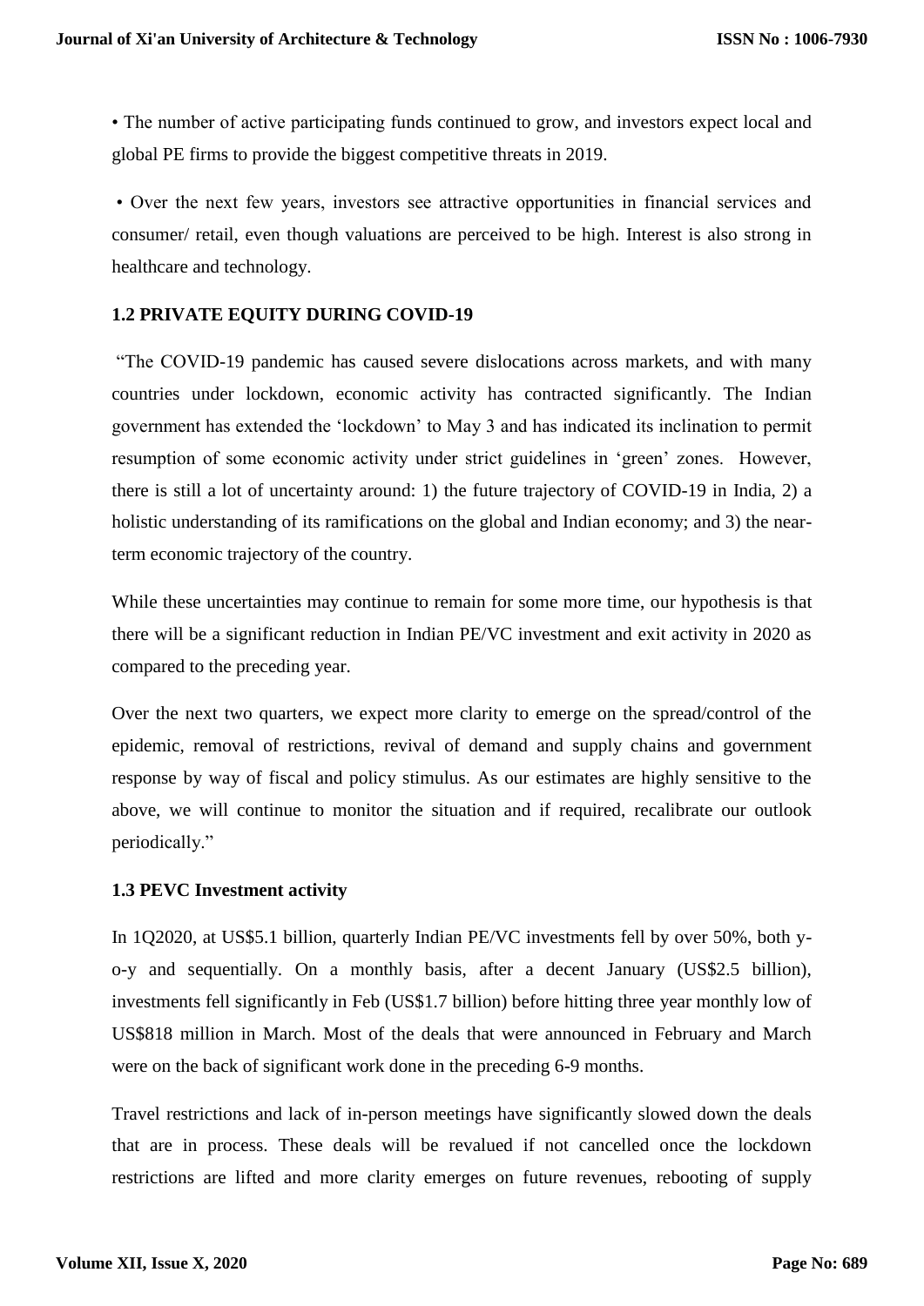- The number of active participating funds continued to grow, and investors expect local and global PE firms to provide the biggest competitive threats in 2019.

- Over the next few years, investors see attractive opportunities in financial services and consumer/ retail, even though valuations are perceived to be high. Interest is also strong in healthcare and technology.

### 1.2 PRIVATE EQUITY DURING COVID-19

"The COVID-19 pandemic has caused severe dislocations across markets, and with many countries under lockdown, economic activity has contracted significantly. The Indian government has extended the 'lockdown' to May 3 and has indicated its inclination to permit resumption of some economic activity under strict guidelines in 'green' zones. However, there is still a lot of uncertainty around: 1) the future trajectory of COVID-19 in India, 2) a holistic understanding of its ramifications on the global and Indian economy; and 3) the near-term economic trajectory of the country.

While these uncertainties may continue to remain for some more time, our hypothesis is that there will be a significant reduction in Indian PE/VC investment and exit activity in 2020 as compared to the preceding year.

Over the next two quarters, we expect more clarity to emerge on the spread/control of the epidemic, removal of restrictions, revival of demand and supply chains and government response by way of fiscal and policy stimulus. As our estimates are highly sensitive to the above, we will continue to monitor the situation and if required, recalibrate our outlook periodically."

### 1.3 PEVC Investment activity

In 1Q2020, at US$5.1 billion, quarterly Indian PE/VC investments fell by over 50%, both y-o-y and sequentially. On a monthly basis, after a decent January (US$2.5 billion), investments fell significantly in Feb (US$1.7 billion) before hitting three year monthly low of US$818 million in March. Most of the deals that were announced in February and March were on the back of significant work done in the preceding 6-9 months.

Travel restrictions and lack of in-person meetings have significantly slowed down the deals that are in process. These deals will be revalued if not cancelled once the lockdown restrictions are lifted and more clarity emerges on future revenues, rebooting of supply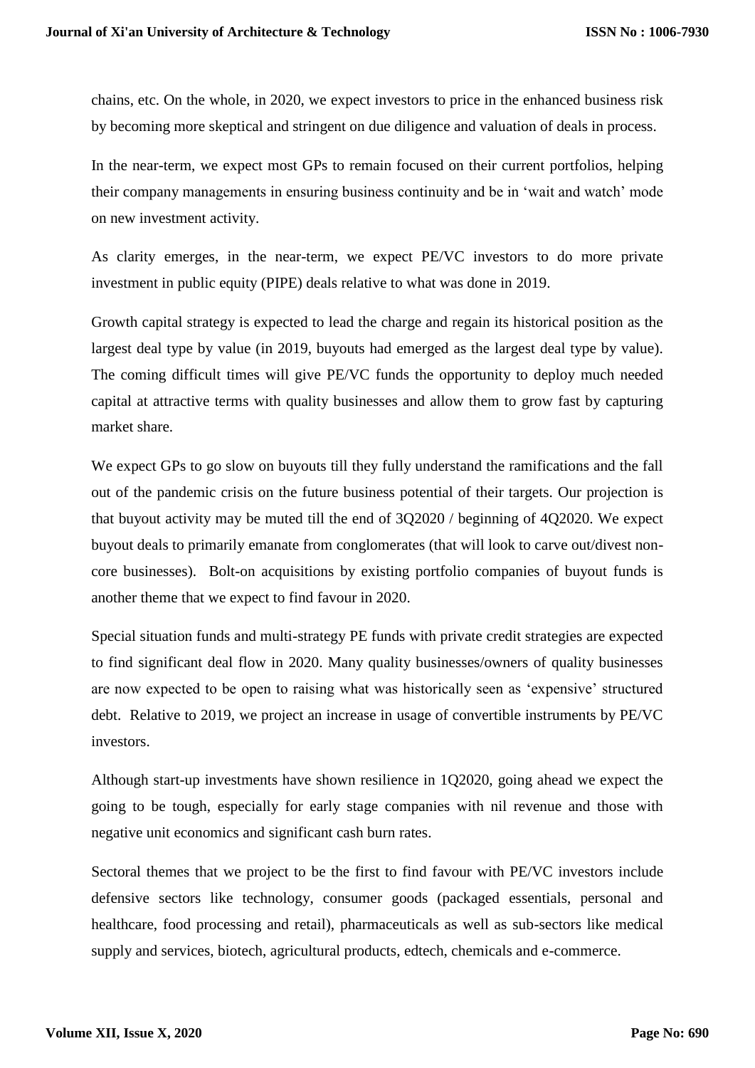chains, etc. On the whole, in 2020, we expect investors to price in the enhanced business risk by becoming more skeptical and stringent on due diligence and valuation of deals in process.

In the near-term, we expect most GPs to remain focused on their current portfolios, helping their company managements in ensuring business continuity and be in 'wait and watch' mode on new investment activity.

As clarity emerges, in the near-term, we expect PE/VC investors to do more private investment in public equity (PIPE) deals relative to what was done in 2019.

Growth capital strategy is expected to lead the charge and regain its historical position as the largest deal type by value (in 2019, buyouts had emerged as the largest deal type by value). The coming difficult times will give PE/VC funds the opportunity to deploy much needed capital at attractive terms with quality businesses and allow them to grow fast by capturing market share.

We expect GPs to go slow on buyouts till they fully understand the ramifications and the fall out of the pandemic crisis on the future business potential of their targets. Our projection is that buyout activity may be muted till the end of 3Q2020 / beginning of 4Q2020. We expect buyout deals to primarily emanate from conglomerates (that will look to carve out/divest non-core businesses). Bolt-on acquisitions by existing portfolio companies of buyout funds is another theme that we expect to find favour in 2020.

Special situation funds and multi-strategy PE funds with private credit strategies are expected to find significant deal flow in 2020. Many quality businesses/owners of quality businesses are now expected to be open to raising what was historically seen as 'expensive' structured debt. Relative to 2019, we project an increase in usage of convertible instruments by PE/VC investors.

Although start-up investments have shown resilience in 1Q2020, going ahead we expect the going to be tough, especially for early stage companies with nil revenue and those with negative unit economics and significant cash burn rates.

Sectoral themes that we project to be the first to find favour with PE/VC investors include defensive sectors like technology, consumer goods (packaged essentials, personal and healthcare, food processing and retail), pharmaceuticals as well as sub-sectors like medical supply and services, biotech, agricultural products, edtech, chemicals and e-commerce.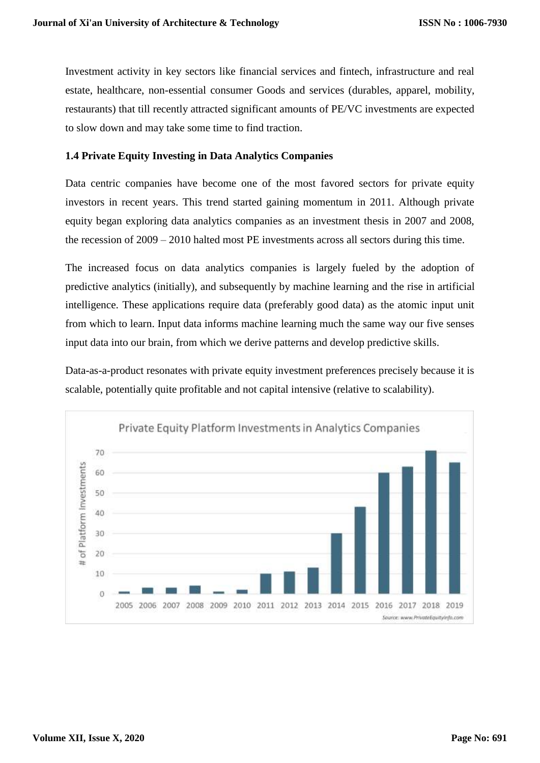Investment activity in key sectors like financial services and fintech, infrastructure and real estate, healthcare, non-essential consumer Goods and services (durables, apparel, mobility, restaurants) that till recently attracted significant amounts of PE/VC investments are expected to slow down and may take some time to find traction.

### 1.4 Private Equity Investing in Data Analytics Companies

Data centric companies have become one of the most favored sectors for private equity investors in recent years. This trend started gaining momentum in 2011. Although private equity began exploring data analytics companies as an investment thesis in 2007 and 2008, the recession of 2009 – 2010 halted most PE investments across all sectors during this time.

The increased focus on data analytics companies is largely fueled by the adoption of predictive analytics (initially), and subsequently by machine learning and the rise in artificial intelligence. These applications require data (preferably good data) as the atomic input unit from which to learn. Input data informs machine learning much the same way our five senses input data into our brain, from which we derive patterns and develop predictive skills.

Data-as-a-product resonates with private equity investment preferences precisely because it is scalable, potentially quite profitable and not capital intensive (relative to scalability).

Private Equity Platform Investments in Analytics Companies

Source: www.PrivateEquityinfo.com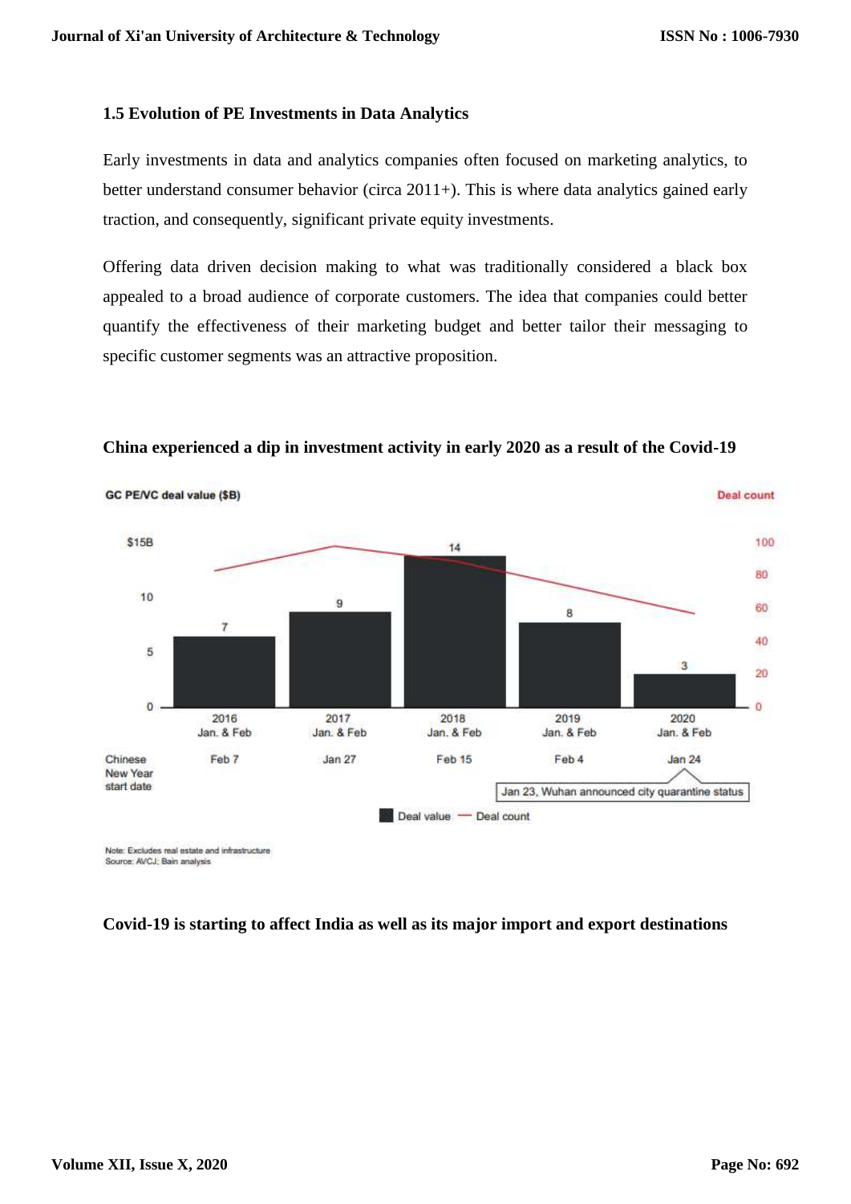### 1.5 Evolution of PE Investments in Data Analytics

Early investments in data and analytics companies often focused on marketing analytics, to better understand consumer behavior (circa 2011+). This is where data analytics gained early traction, and consequently, significant private equity investments.

Offering data driven decision making to what was traditionally considered a black box appealed to a broad audience of corporate customers. The idea that companies could better quantify the effectiveness of their marketing budget and better tailor their messaging to specific customer segments was an attractive proposition.

**China experienced a dip in investment activity in early 2020 as a result of the Covid-19**

GC PE/VC deal value ($B) — Deal count

| | 2016 Jan. & Feb | 2017 Jan. & Feb | 2018 Jan. & Feb | 2019 Jan. & Feb | 2020 Jan. & Feb |
|---|---|---|---|---|---|
| Deal value ($B) | 7 | 9 | 14 | 8 | 3 |
| Chinese New Year start date | Feb 7 | Jan 27 | Feb 15 | Feb 4 | Jan 24 |

Jan 23, Wuhan announced city quarantine status

Deal value — Deal count

Note: Excludes real estate and infrastructure
Source: AVCJ; Bain analysis

**Covid-19 is starting to affect India as well as its major import and export destinations**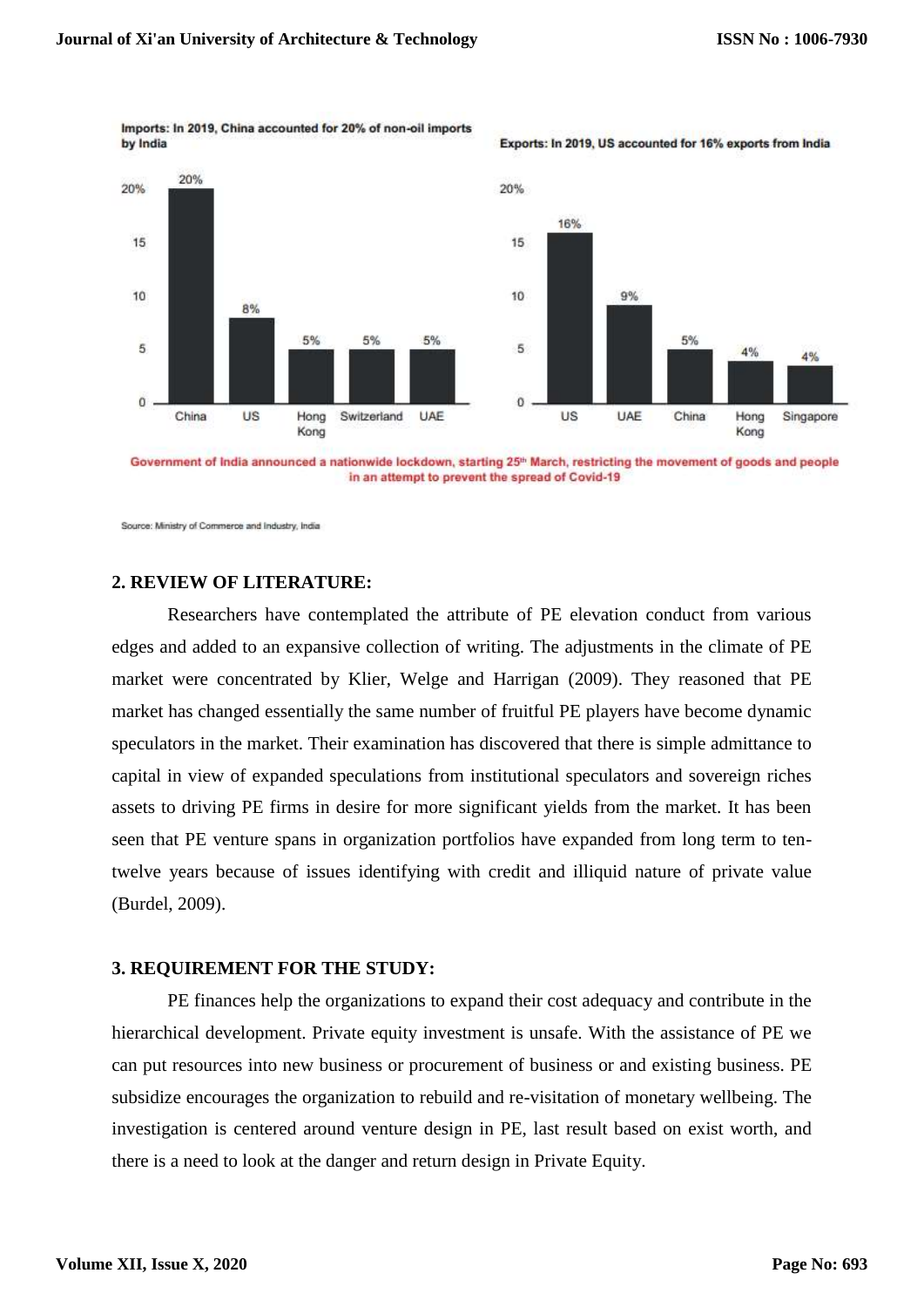Imports: In 2019, China accounted for 20% of non-oil imports by India

| Country | Share |
|---|---|
| China | 20% |
| US | 8% |
| Hong Kong | 5% |
| Switzerland | 5% |
| UAE | 5% |

Exports: In 2019, US accounted for 16% exports from India

| Country | Share |
|---|---|
| US | 16% |
| UAE | 9% |
| China | 5% |
| Hong Kong | 4% |
| Singapore | 4% |

Government of India announced a nationwide lockdown, starting 25th March, restricting the movement of goods and people in an attempt to prevent the spread of Covid-19

Source: Ministry of Commerce and Industry, India

## 2. REVIEW OF LITERATURE:

Researchers have contemplated the attribute of PE elevation conduct from various edges and added to an expansive collection of writing. The adjustments in the climate of PE market were concentrated by Klier, Welge and Harrigan (2009). They reasoned that PE market has changed essentially the same number of fruitful PE players have become dynamic speculators in the market. Their examination has discovered that there is simple admittance to capital in view of expanded speculations from institutional speculators and sovereign riches assets to driving PE firms in desire for more significant yields from the market. It has been seen that PE venture spans in organization portfolios have expanded from long term to ten-twelve years because of issues identifying with credit and illiquid nature of private value (Burdel, 2009).

## 3. REQUIREMENT FOR THE STUDY:

PE finances help the organizations to expand their cost adequacy and contribute in the hierarchical development. Private equity investment is unsafe. With the assistance of PE we can put resources into new business or procurement of business or and existing business. PE subsidize encourages the organization to rebuild and re-visitation of monetary wellbeing. The investigation is centered around venture design in PE, last result based on exist worth, and there is a need to look at the danger and return design in Private Equity.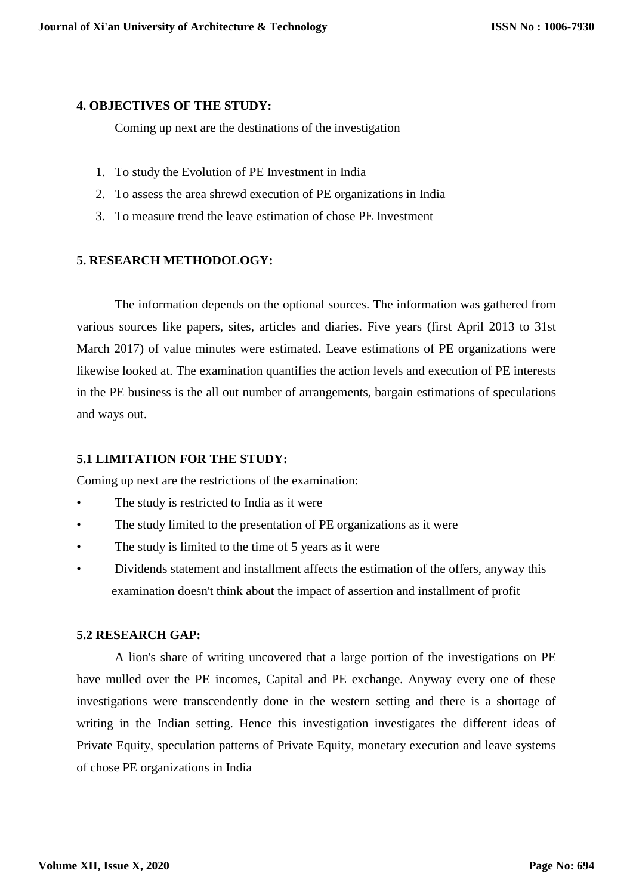## 4. OBJECTIVES OF THE STUDY:

Coming up next are the destinations of the investigation

1. To study the Evolution of PE Investment in India
2. To assess the area shrewd execution of PE organizations in India
3. To measure trend the leave estimation of chose PE Investment

## 5. RESEARCH METHODOLOGY:

The information depends on the optional sources. The information was gathered from various sources like papers, sites, articles and diaries. Five years (first April 2013 to 31st March 2017) of value minutes were estimated. Leave estimations of PE organizations were likewise looked at. The examination quantifies the action levels and execution of PE interests in the PE business is the all out number of arrangements, bargain estimations of speculations and ways out.

### 5.1 LIMITATION FOR THE STUDY:

Coming up next are the restrictions of the examination:

- The study is restricted to India as it were
- The study limited to the presentation of PE organizations as it were
- The study is limited to the time of 5 years as it were
- Dividends statement and installment affects the estimation of the offers, anyway this examination doesn't think about the impact of assertion and installment of profit

### 5.2 RESEARCH GAP:

A lion's share of writing uncovered that a large portion of the investigations on PE have mulled over the PE incomes, Capital and PE exchange. Anyway every one of these investigations were transcendently done in the western setting and there is a shortage of writing in the Indian setting. Hence this investigation investigates the different ideas of Private Equity, speculation patterns of Private Equity, monetary execution and leave systems of chose PE organizations in India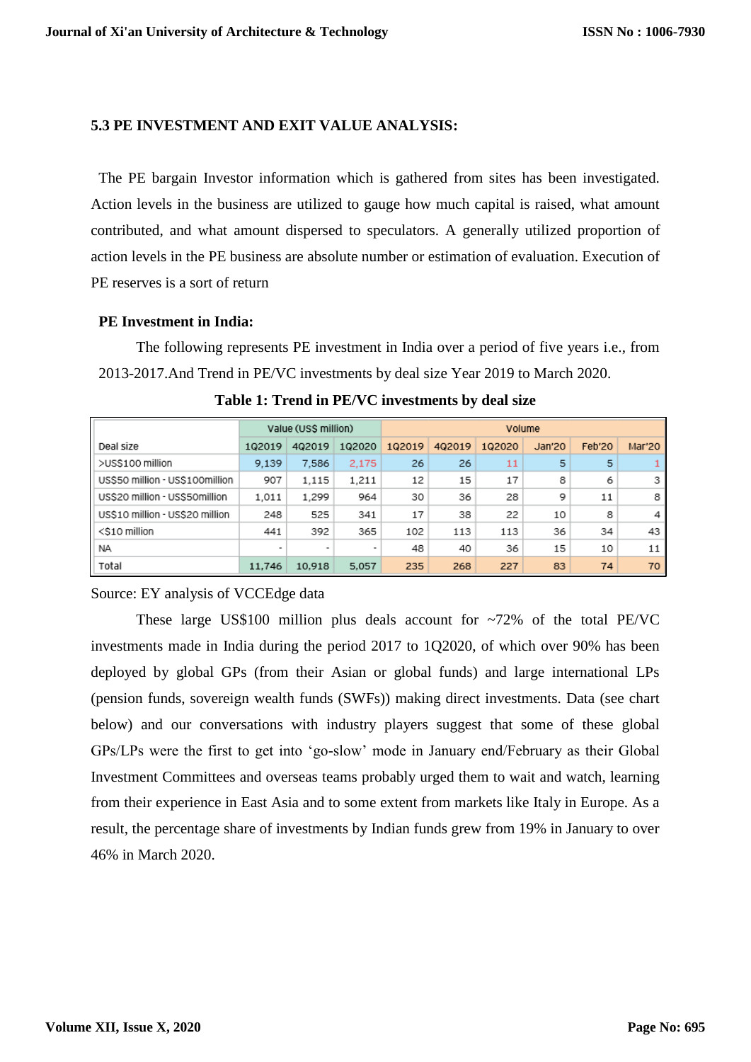### 5.3 PE INVESTMENT AND EXIT VALUE ANALYSIS:

The PE bargain Investor information which is gathered from sites has been investigated. Action levels in the business are utilized to gauge how much capital is raised, what amount contributed, and what amount dispersed to speculators. A generally utilized proportion of action levels in the PE business are absolute number or estimation of evaluation. Execution of PE reserves is a sort of return

**PE Investment in India:**

The following represents PE investment in India over a period of five years i.e., from 2013-2017.And Trend in PE/VC investments by deal size Year 2019 to March 2020.

**Table 1: Trend in PE/VC investments by deal size**

| Deal size | Value (US$ million) | | | Volume | | | | | |
|---|---|---|---|---|---|---|---|---|---|
| | 1Q2019 | 4Q2019 | 1Q2020 | 1Q2019 | 4Q2019 | 1Q2020 | Jan'20 | Feb'20 | Mar'20 |
| >US$100 million | 9,139 | 7,586 | 2,175 | 26 | 26 | 11 | 5 | 5 | 1 |
| US$50 million - US$100million | 907 | 1,115 | 1,211 | 12 | 15 | 17 | 8 | 6 | 3 |
| US$20 million - US$50million | 1,011 | 1,299 | 964 | 30 | 36 | 28 | 9 | 11 | 8 |
| US$10 million - US$20 million | 248 | 525 | 341 | 17 | 38 | 22 | 10 | 8 | 4 |
| <$10 million | 441 | 392 | 365 | 102 | 113 | 113 | 36 | 34 | 43 |
| NA | - | - | - | 48 | 40 | 36 | 15 | 10 | 11 |
| Total | 11,746 | 10,918 | 5,057 | 235 | 268 | 227 | 83 | 74 | 70 |

Source: EY analysis of VCCEdge data

These large US$100 million plus deals account for ~72% of the total PE/VC investments made in India during the period 2017 to 1Q2020, of which over 90% has been deployed by global GPs (from their Asian or global funds) and large international LPs (pension funds, sovereign wealth funds (SWFs)) making direct investments. Data (see chart below) and our conversations with industry players suggest that some of these global GPs/LPs were the first to get into 'go-slow' mode in January end/February as their Global Investment Committees and overseas teams probably urged them to wait and watch, learning from their experience in East Asia and to some extent from markets like Italy in Europe. As a result, the percentage share of investments by Indian funds grew from 19% in January to over 46% in March 2020.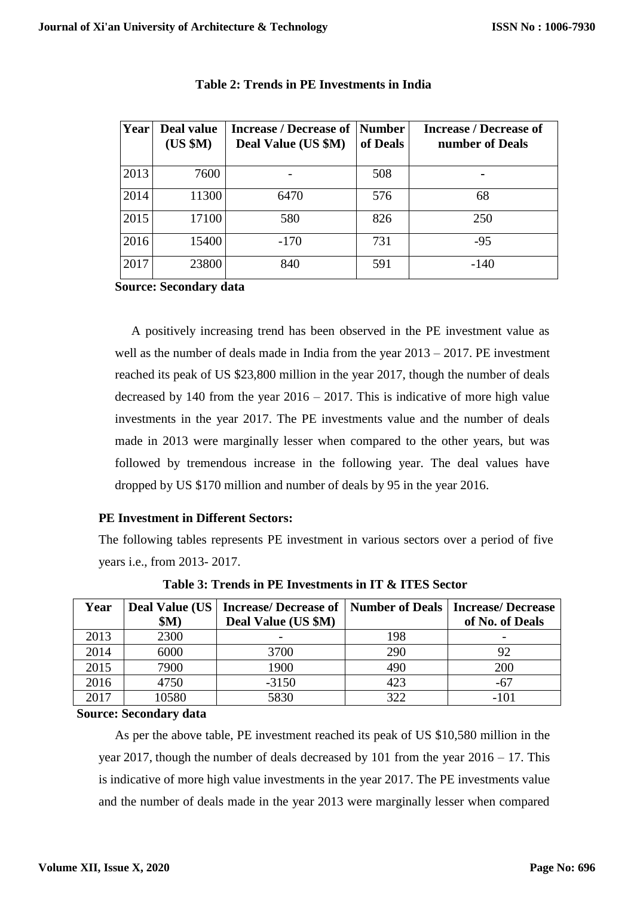**Table 2: Trends in PE Investments in India**

| Year | Deal value (US $M) | Increase / Decrease of Deal Value (US $M) | Number of Deals | Increase / Decrease of number of Deals |
|---|---|---|---|---|
| 2013 | 7600 | - | 508 | - |
| 2014 | 11300 | 6470 | 576 | 68 |
| 2015 | 17100 | 580 | 826 | 250 |
| 2016 | 15400 | -170 | 731 | -95 |
| 2017 | 23800 | 840 | 591 | -140 |

**Source: Secondary data**

A positively increasing trend has been observed in the PE investment value as well as the number of deals made in India from the year 2013 – 2017. PE investment reached its peak of US $23,800 million in the year 2017, though the number of deals decreased by 140 from the year 2016 – 2017. This is indicative of more high value investments in the year 2017. The PE investments value and the number of deals made in 2013 were marginally lesser when compared to the other years, but was followed by tremendous increase in the following year. The deal values have dropped by US $170 million and number of deals by 95 in the year 2016.

**PE Investment in Different Sectors:**

The following tables represents PE investment in various sectors over a period of five years i.e., from 2013- 2017.

**Table 3: Trends in PE Investments in IT & ITES Sector**

| Year | Deal Value (US $M) | Increase/ Decrease of Deal Value (US $M) | Number of Deals | Increase/ Decrease of No. of Deals |
|---|---|---|---|---|
| 2013 | 2300 | - | 198 | - |
| 2014 | 6000 | 3700 | 290 | 92 |
| 2015 | 7900 | 1900 | 490 | 200 |
| 2016 | 4750 | -3150 | 423 | -67 |
| 2017 | 10580 | 5830 | 322 | -101 |

**Source: Secondary data**

As per the above table, PE investment reached its peak of US $10,580 million in the year 2017, though the number of deals decreased by 101 from the year 2016 – 17. This is indicative of more high value investments in the year 2017. The PE investments value and the number of deals made in the year 2013 were marginally lesser when compared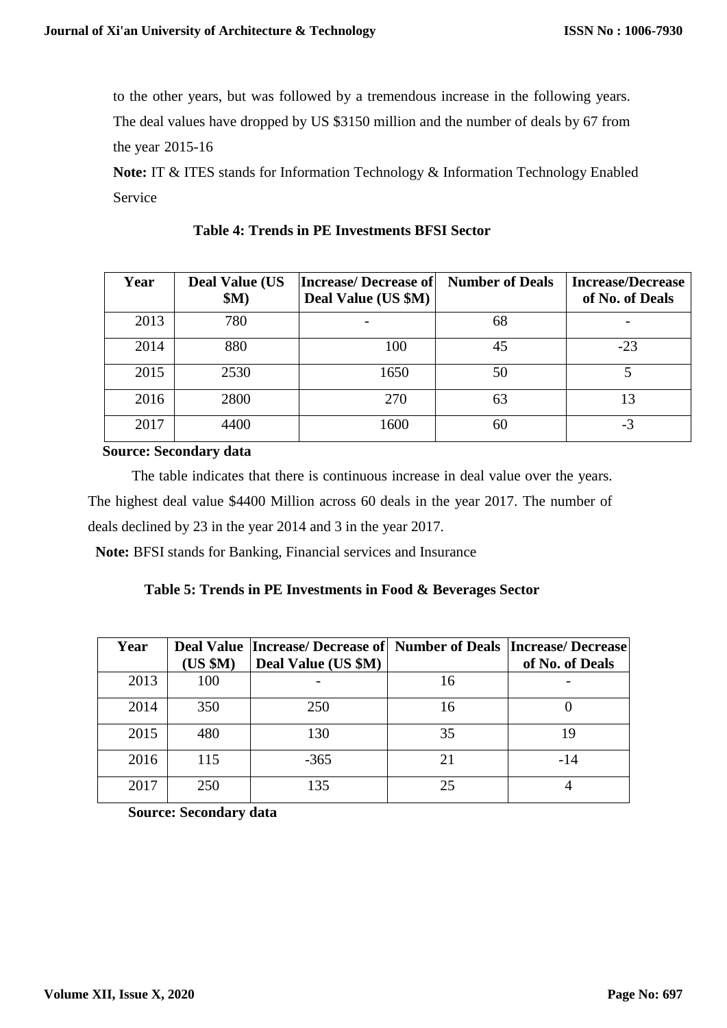to the other years, but was followed by a tremendous increase in the following years. The deal values have dropped by US $3150 million and the number of deals by 67 from the year 2015-16

**Note:** IT & ITES stands for Information Technology & Information Technology Enabled Service

**Table 4: Trends in PE Investments BFSI Sector**

| Year | Deal Value (US $M) | Increase/ Decrease of Deal Value (US $M) | Number of Deals | Increase/Decrease of No. of Deals |
|---|---|---|---|---|
| 2013 | 780 | - | 68 | - |
| 2014 | 880 | 100 | 45 | -23 |
| 2015 | 2530 | 1650 | 50 | 5 |
| 2016 | 2800 | 270 | 63 | 13 |
| 2017 | 4400 | 1600 | 60 | -3 |

**Source: Secondary data**

The table indicates that there is continuous increase in deal value over the years. The highest deal value $4400 Million across 60 deals in the year 2017. The number of deals declined by 23 in the year 2014 and 3 in the year 2017.

**Note:** BFSI stands for Banking, Financial services and Insurance

**Table 5: Trends in PE Investments in Food & Beverages Sector**

| Year | Deal Value (US $M) | Increase/ Decrease of Deal Value (US $M) | Number of Deals | Increase/ Decrease of No. of Deals |
|---|---|---|---|---|
| 2013 | 100 | - | 16 | - |
| 2014 | 350 | 250 | 16 | 0 |
| 2015 | 480 | 130 | 35 | 19 |
| 2016 | 115 | -365 | 21 | -14 |
| 2017 | 250 | 135 | 25 | 4 |

**Source: Secondary data**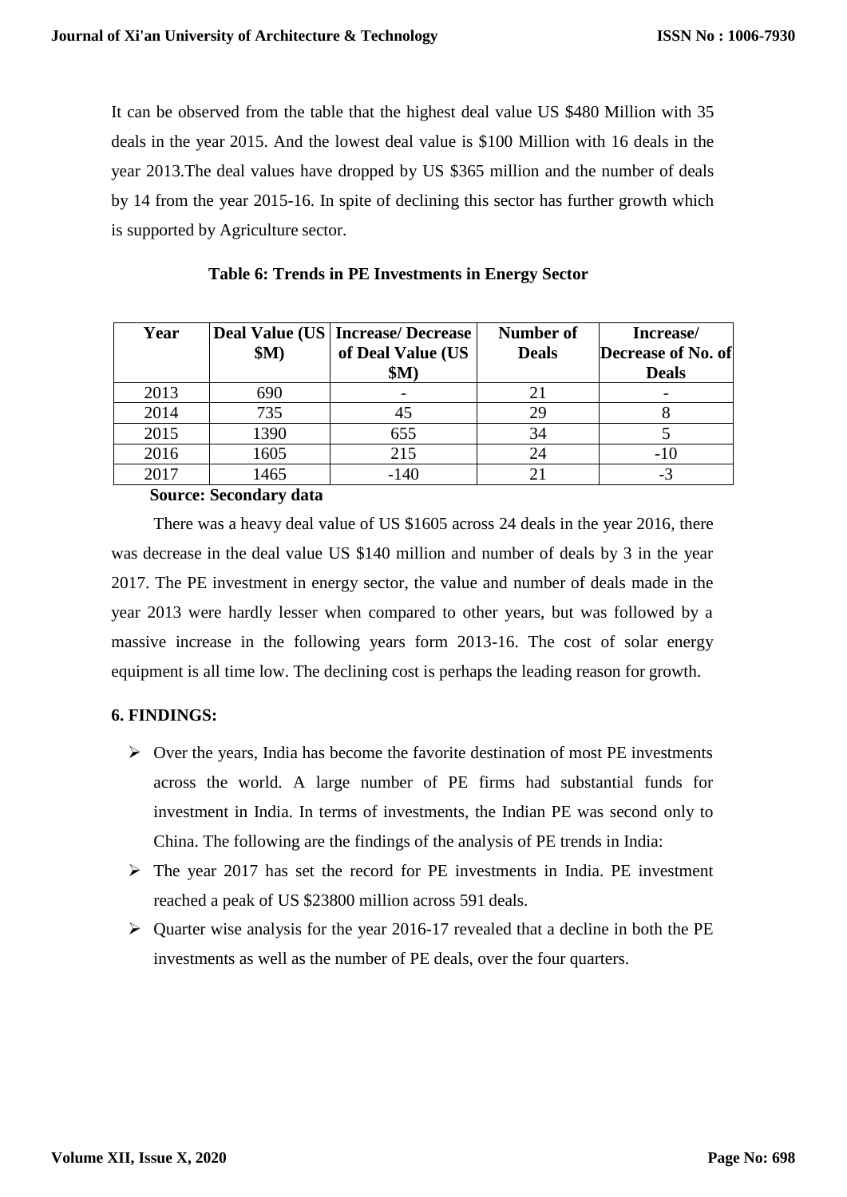It can be observed from the table that the highest deal value US $480 Million with 35 deals in the year 2015. And the lowest deal value is $100 Million with 16 deals in the year 2013.The deal values have dropped by US $365 million and the number of deals by 14 from the year 2015-16. In spite of declining this sector has further growth which is supported by Agriculture sector.

**Table 6: Trends in PE Investments in Energy Sector**

| Year | Deal Value (US $M) | Increase/ Decrease of Deal Value (US $M) | Number of Deals | Increase/ Decrease of No. of Deals |
|---|---|---|---|---|
| 2013 | 690 | - | 21 | - |
| 2014 | 735 | 45 | 29 | 8 |
| 2015 | 1390 | 655 | 34 | 5 |
| 2016 | 1605 | 215 | 24 | -10 |
| 2017 | 1465 | -140 | 21 | -3 |

**Source: Secondary data**

There was a heavy deal value of US $1605 across 24 deals in the year 2016, there was decrease in the deal value US $140 million and number of deals by 3 in the year 2017. The PE investment in energy sector, the value and number of deals made in the year 2013 were hardly lesser when compared to other years, but was followed by a massive increase in the following years form 2013-16. The cost of solar energy equipment is all time low. The declining cost is perhaps the leading reason for growth.

## 6. FINDINGS:

- Over the years, India has become the favorite destination of most PE investments across the world. A large number of PE firms had substantial funds for investment in India. In terms of investments, the Indian PE was second only to China. The following are the findings of the analysis of PE trends in India:
- The year 2017 has set the record for PE investments in India. PE investment reached a peak of US $23800 million across 591 deals.
- Quarter wise analysis for the year 2016-17 revealed that a decline in both the PE investments as well as the number of PE deals, over the four quarters.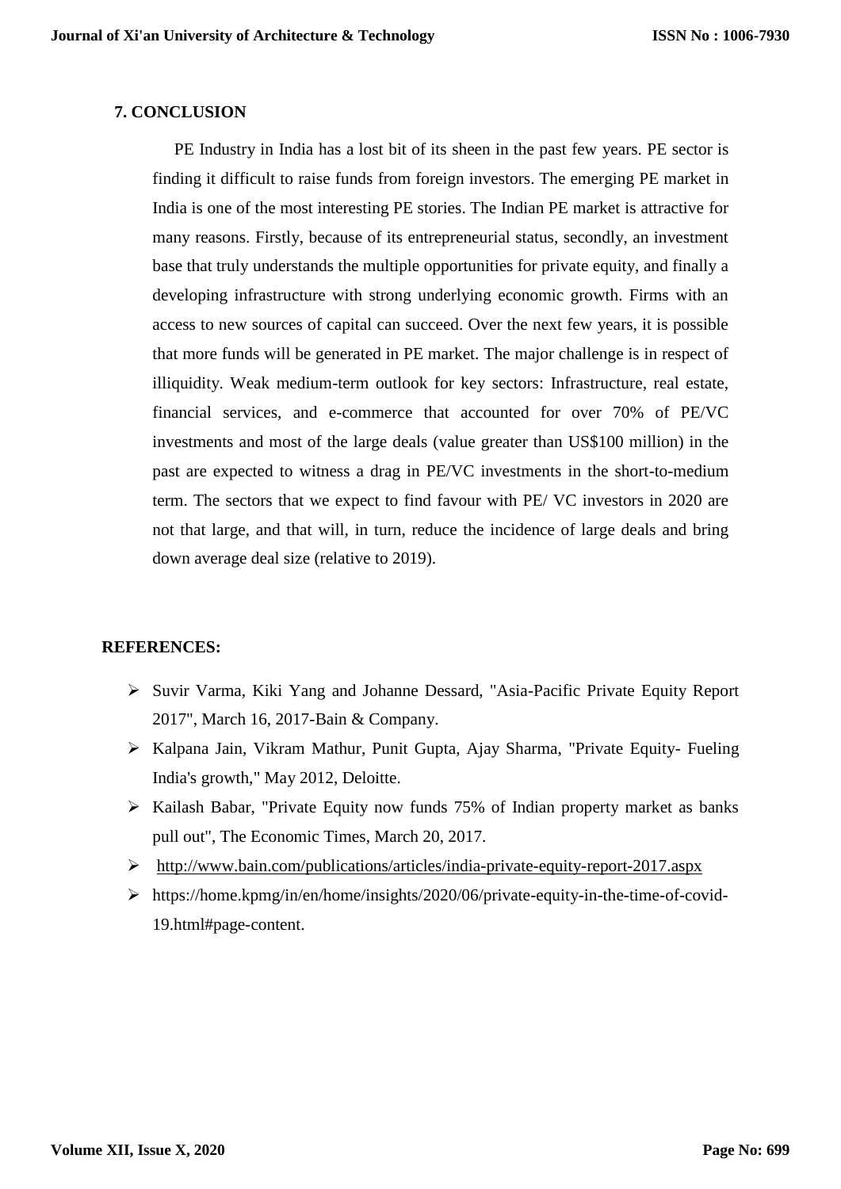## 7. CONCLUSION

PE Industry in India has a lost bit of its sheen in the past few years. PE sector is finding it difficult to raise funds from foreign investors. The emerging PE market in India is one of the most interesting PE stories. The Indian PE market is attractive for many reasons. Firstly, because of its entrepreneurial status, secondly, an investment base that truly understands the multiple opportunities for private equity, and finally a developing infrastructure with strong underlying economic growth. Firms with an access to new sources of capital can succeed. Over the next few years, it is possible that more funds will be generated in PE market. The major challenge is in respect of illiquidity. Weak medium-term outlook for key sectors: Infrastructure, real estate, financial services, and e-commerce that accounted for over 70% of PE/VC investments and most of the large deals (value greater than US$100 million) in the past are expected to witness a drag in PE/VC investments in the short-to-medium term. The sectors that we expect to find favour with PE/ VC investors in 2020 are not that large, and that will, in turn, reduce the incidence of large deals and bring down average deal size (relative to 2019).

## REFERENCES:

- Suvir Varma, Kiki Yang and Johanne Dessard, "Asia-Pacific Private Equity Report 2017", March 16, 2017-Bain & Company.
- Kalpana Jain, Vikram Mathur, Punit Gupta, Ajay Sharma, "Private Equity- Fueling India's growth," May 2012, Deloitte.
- Kailash Babar, "Private Equity now funds 75% of Indian property market as banks pull out", The Economic Times, March 20, 2017.
- http://www.bain.com/publications/articles/india-private-equity-report-2017.aspx
- https://home.kpmg/in/en/home/insights/2020/06/private-equity-in-the-time-of-covid-19.html#page-content.